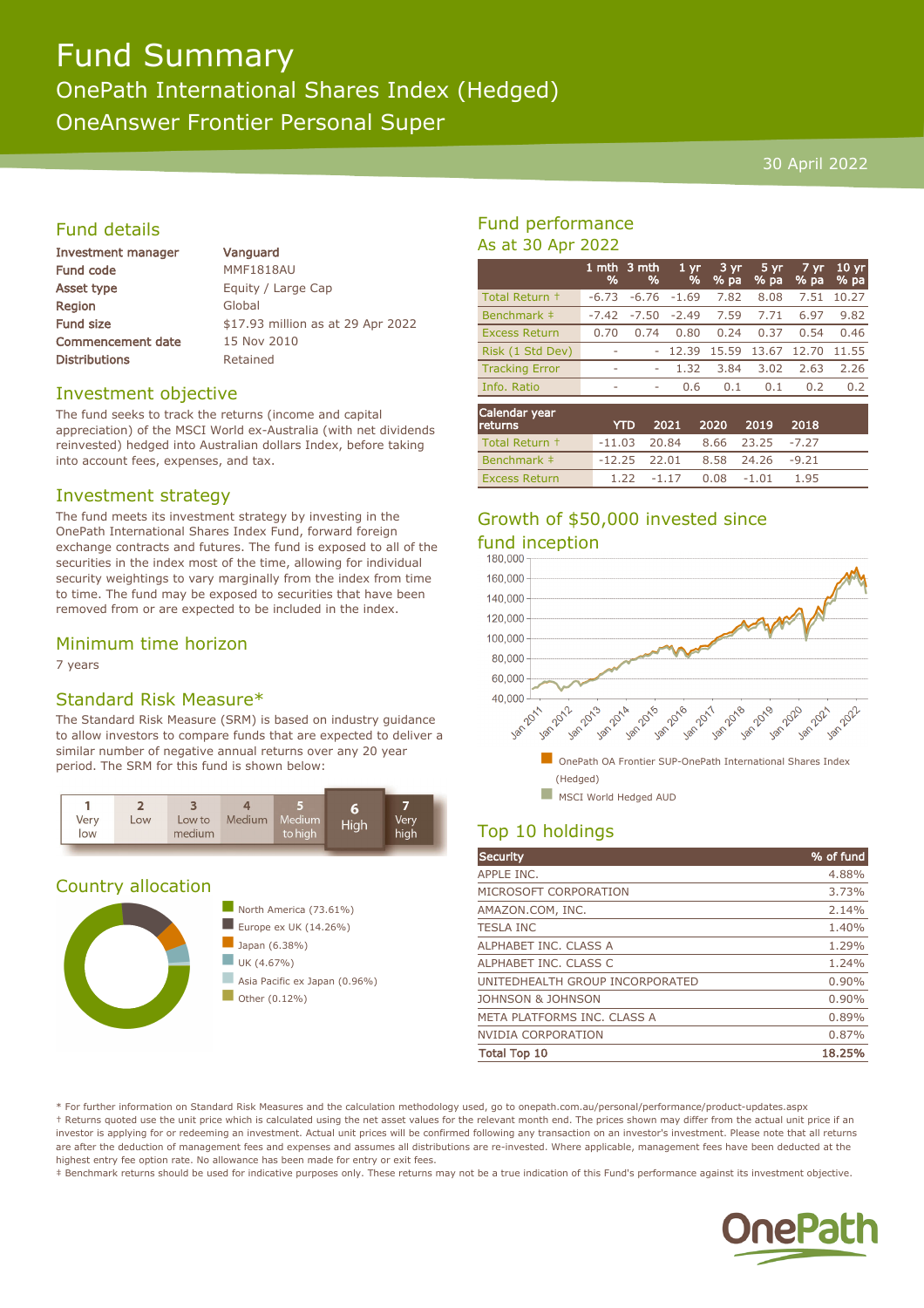# Fund Summary

## OnePath International Shares Index (Hedged)

## OneAnswer Frontier Personal Super

30 April 2022

## Fund details

| | |
|---|---|
| Investment manager | Vanguard |
| Fund code | MMF1818AU |
| Asset type | Equity / Large Cap |
| Region | Global |
| Fund size | $17.93 million as at 29 Apr 2022 |
| Commencement date | 15 Nov 2010 |
| Distributions | Retained |

## Investment objective

The fund seeks to track the returns (income and capital appreciation) of the MSCI World ex-Australia (with net dividends reinvested) hedged into Australian dollars Index, before taking into account fees, expenses, and tax.

## Investment strategy

The fund meets its investment strategy by investing in the OnePath International Shares Index Fund, forward foreign exchange contracts and futures. The fund is exposed to all of the securities in the index most of the time, allowing for individual security weightings to vary marginally from the index from time to time. The fund may be exposed to securities that have been removed from or are expected to be included in the index.

## Minimum time horizon

7 years

## Standard Risk Measure*

The Standard Risk Measure (SRM) is based on industry guidance to allow investors to compare funds that are expected to deliver a similar number of negative annual returns over any 20 year period. The SRM for this fund is shown below:

| 1 | 2 | 3 | 4 | 5 | 6 | 7 |
|---|---|---|---|---|---|---|
| Very low | Low | Low to medium | Medium | Medium to high | **High** | Very high |

## Country allocation

- North America (73.61%)
- Europe ex UK (14.26%)
- Japan (6.38%)
- UK (4.67%)
- Asia Pacific ex Japan (0.96%)
- Other (0.12%)

## Fund performance

### As at 30 Apr 2022

| | 1 mth % | 3 mth % | 1 yr % | 3 yr % pa | 5 yr % pa | 7 yr % pa | 10 yr % pa |
|---|---|---|---|---|---|---|---|
| Total Return † | -6.73 | -6.76 | -1.69 | 7.82 | 8.08 | 7.51 | 10.27 |
| Benchmark ‡ | -7.42 | -7.50 | -2.49 | 7.59 | 7.71 | 6.97 | 9.82 |
| Excess Return | 0.70 | 0.74 | 0.80 | 0.24 | 0.37 | 0.54 | 0.46 |
| Risk (1 Std Dev) | - | - | 12.39 | 15.59 | 13.67 | 12.70 | 11.55 |
| Tracking Error | - | - | 1.32 | 3.84 | 3.02 | 2.63 | 2.26 |
| Info. Ratio | - | - | 0.6 | 0.1 | 0.1 | 0.2 | 0.2 |

| Calendar year returns | YTD | 2021 | 2020 | 2019 | 2018 |
|---|---|---|---|---|---|
| Total Return † | -11.03 | 20.84 | 8.66 | 23.25 | -7.27 |
| Benchmark ‡ | -12.25 | 22.01 | 8.58 | 24.26 | -9.21 |
| Excess Return | 1.22 | -1.17 | 0.08 | -1.01 | 1.95 |

## Growth of $50,000 invested since fund inception

- OnePath OA Frontier SUP-OnePath International Shares Index (Hedged)
- MSCI World Hedged AUD

## Top 10 holdings

| Security | % of fund |
|---|---|
| APPLE INC. | 4.88% |
| MICROSOFT CORPORATION | 3.73% |
| AMAZON.COM, INC. | 2.14% |
| TESLA INC | 1.40% |
| ALPHABET INC. CLASS A | 1.29% |
| ALPHABET INC. CLASS C | 1.24% |
| UNITEDHEALTH GROUP INCORPORATED | 0.90% |
| JOHNSON & JOHNSON | 0.90% |
| META PLATFORMS INC. CLASS A | 0.89% |
| NVIDIA CORPORATION | 0.87% |
| **Total Top 10** | **18.25%** |

* For further information on Standard Risk Measures and the calculation methodology used, go to onepath.com.au/personal/performance/product-updates.aspx

† Returns quoted use the unit price which is calculated using the net asset values for the relevant month end. The prices shown may differ from the actual unit price if an investor is applying for or redeeming an investment. Actual unit prices will be confirmed following any transaction on an investor's investment. Please note that all returns are after the deduction of management fees and expenses and assumes all distributions are re-invested. Where applicable, management fees have been deducted at the highest entry fee option rate. No allowance has been made for entry or exit fees.

‡ Benchmark returns should be used for indicative purposes only. These returns may not be a true indication of this Fund's performance against its investment objective.

OnePath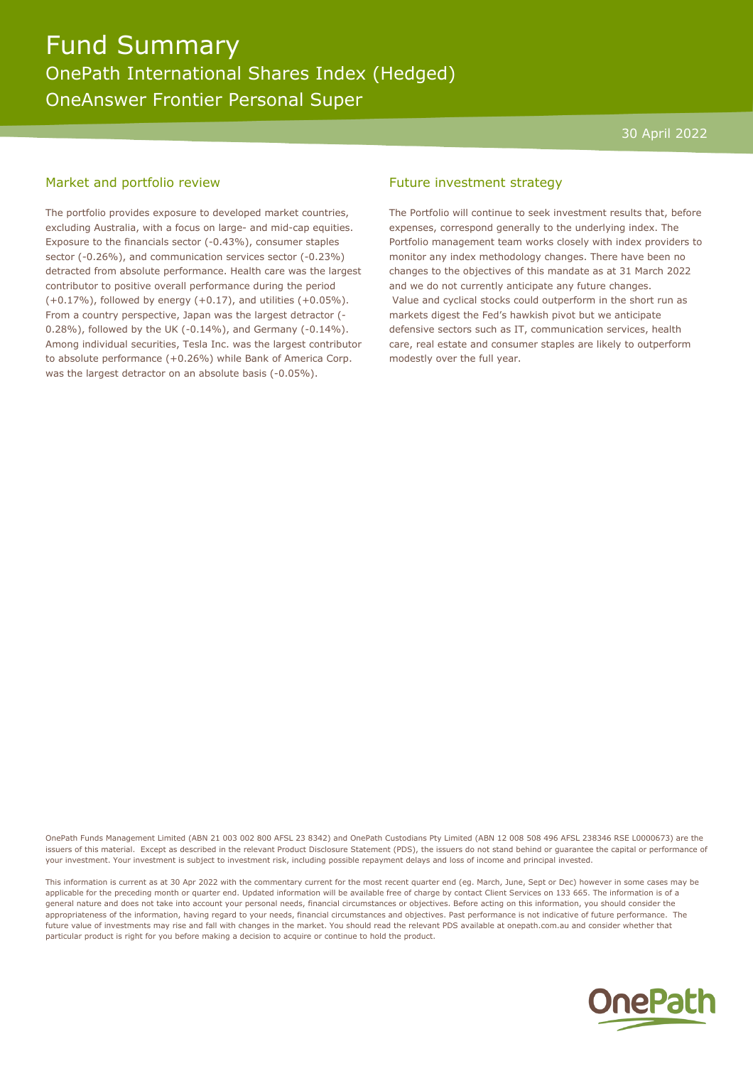# Fund Summary

## OnePath International Shares Index (Hedged)

## OneAnswer Frontier Personal Super

30 April 2022

### Market and portfolio review

The portfolio provides exposure to developed market countries, excluding Australia, with a focus on large- and mid-cap equities. Exposure to the financials sector (-0.43%), consumer staples sector (-0.26%), and communication services sector (-0.23%) detracted from absolute performance. Health care was the largest contributor to positive overall performance during the period (+0.17%), followed by energy (+0.17), and utilities (+0.05%). From a country perspective, Japan was the largest detractor (-0.28%), followed by the UK (-0.14%), and Germany (-0.14%). Among individual securities, Tesla Inc. was the largest contributor to absolute performance (+0.26%) while Bank of America Corp. was the largest detractor on an absolute basis (-0.05%).

### Future investment strategy

The Portfolio will continue to seek investment results that, before expenses, correspond generally to the underlying index. The Portfolio management team works closely with index providers to monitor any index methodology changes. There have been no changes to the objectives of this mandate as at 31 March 2022 and we do not currently anticipate any future changes.

Value and cyclical stocks could outperform in the short run as markets digest the Fed's hawkish pivot but we anticipate defensive sectors such as IT, communication services, health care, real estate and consumer staples are likely to outperform modestly over the full year.

OnePath Funds Management Limited (ABN 21 003 002 800 AFSL 23 8342) and OnePath Custodians Pty Limited (ABN 12 008 508 496 AFSL 238346 RSE L0000673) are the issuers of this material. Except as described in the relevant Product Disclosure Statement (PDS), the issuers do not stand behind or guarantee the capital or performance of your investment. Your investment is subject to investment risk, including possible repayment delays and loss of income and principal invested.

This information is current as at 30 Apr 2022 with the commentary current for the most recent quarter end (eg. March, June, Sept or Dec) however in some cases may be applicable for the preceding month or quarter end. Updated information will be available free of charge by contact Client Services on 133 665. The information is of a general nature and does not take into account your personal needs, financial circumstances or objectives. Before acting on this information, you should consider the appropriateness of the information, having regard to your needs, financial circumstances and objectives. Past performance is not indicative of future performance. The future value of investments may rise and fall with changes in the market. You should read the relevant PDS available at onepath.com.au and consider whether that particular product is right for you before making a decision to acquire or continue to hold the product.

OnePath